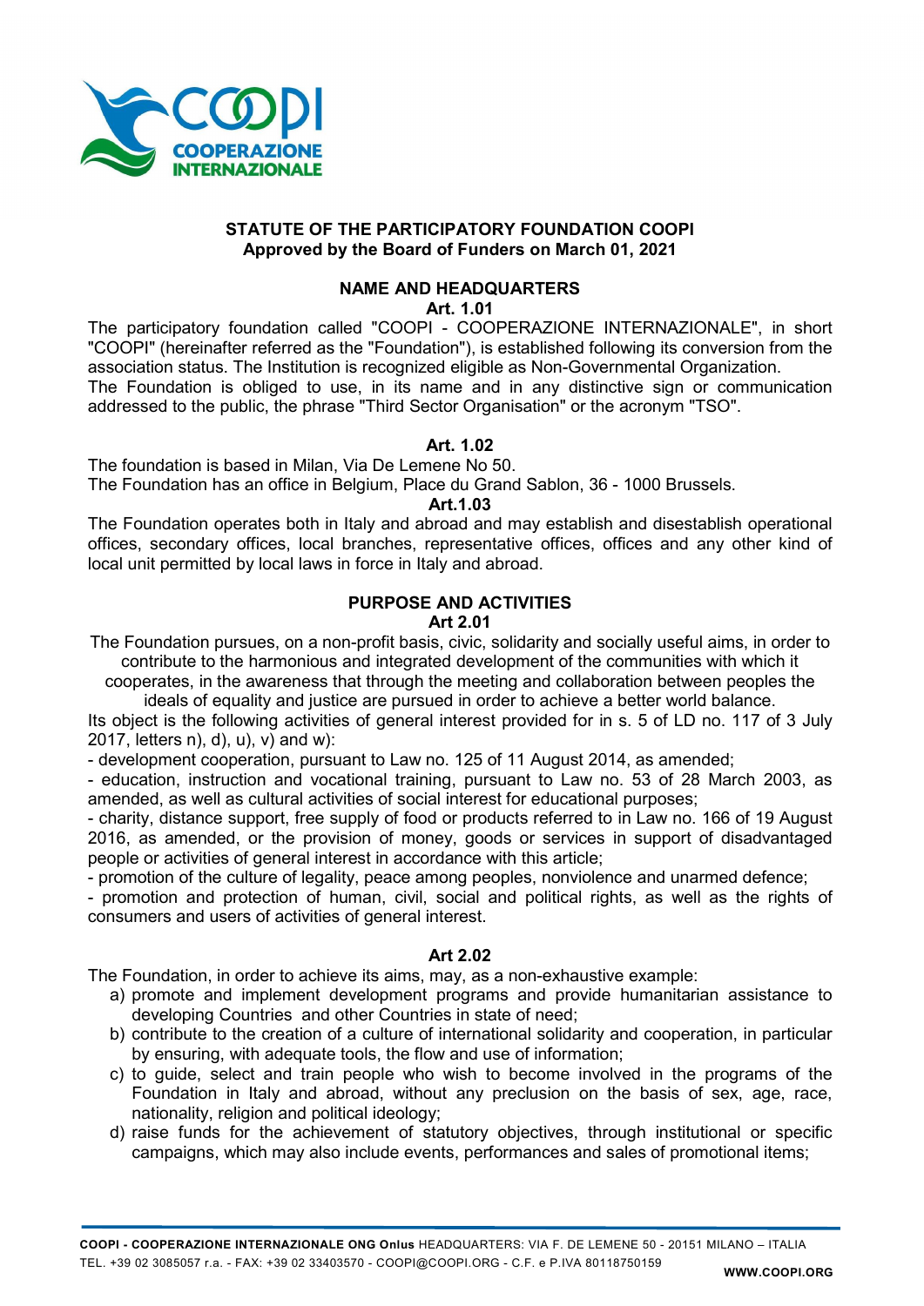# STATUTE OF THE PARTICIPATORY FOUNDATION COOPI
**Approved by the Board of Funders on March 01, 2021**

## NAME AND HEADQUARTERS

### Art. 1.01

The participatory foundation called "COOPI - COOPERAZIONE INTERNAZIONALE", in short "COOPI" (hereinafter referred as the "Foundation"), is established following its conversion from the association status. The Institution is recognized eligible as Non-Governmental Organization.

The Foundation is obliged to use, in its name and in any distinctive sign or communication addressed to the public, the phrase "Third Sector Organisation" or the acronym "TSO".

### Art. 1.02

The foundation is based in Milan, Via De Lemene No 50.

The Foundation has an office in Belgium, Place du Grand Sablon, 36 - 1000 Brussels.

### Art.1.03

The Foundation operates both in Italy and abroad and may establish and disestablish operational offices, secondary offices, local branches, representative offices, offices and any other kind of local unit permitted by local laws in force in Italy and abroad.

## PURPOSE AND ACTIVITIES

### Art 2.01

The Foundation pursues, on a non-profit basis, civic, solidarity and socially useful aims, in order to contribute to the harmonious and integrated development of the communities with which it cooperates, in the awareness that through the meeting and collaboration between peoples the ideals of equality and justice are pursued in order to achieve a better world balance.

Its object is the following activities of general interest provided for in s. 5 of LD no. 117 of 3 July 2017, letters n), d), u), v) and w):

- development cooperation, pursuant to Law no. 125 of 11 August 2014, as amended;
- education, instruction and vocational training, pursuant to Law no. 53 of 28 March 2003, as amended, as well as cultural activities of social interest for educational purposes;
- charity, distance support, free supply of food or products referred to in Law no. 166 of 19 August 2016, as amended, or the provision of money, goods or services in support of disadvantaged people or activities of general interest in accordance with this article;
- promotion of the culture of legality, peace among peoples, nonviolence and unarmed defence;
- promotion and protection of human, civil, social and political rights, as well as the rights of consumers and users of activities of general interest.

### Art 2.02

The Foundation, in order to achieve its aims, may, as a non-exhaustive example:

a) promote and implement development programs and provide humanitarian assistance to developing Countries and other Countries in state of need;
b) contribute to the creation of a culture of international solidarity and cooperation, in particular by ensuring, with adequate tools, the flow and use of information;
c) to guide, select and train people who wish to become involved in the programs of the Foundation in Italy and abroad, without any preclusion on the basis of sex, age, race, nationality, religion and political ideology;
d) raise funds for the achievement of statutory objectives, through institutional or specific campaigns, which may also include events, performances and sales of promotional items;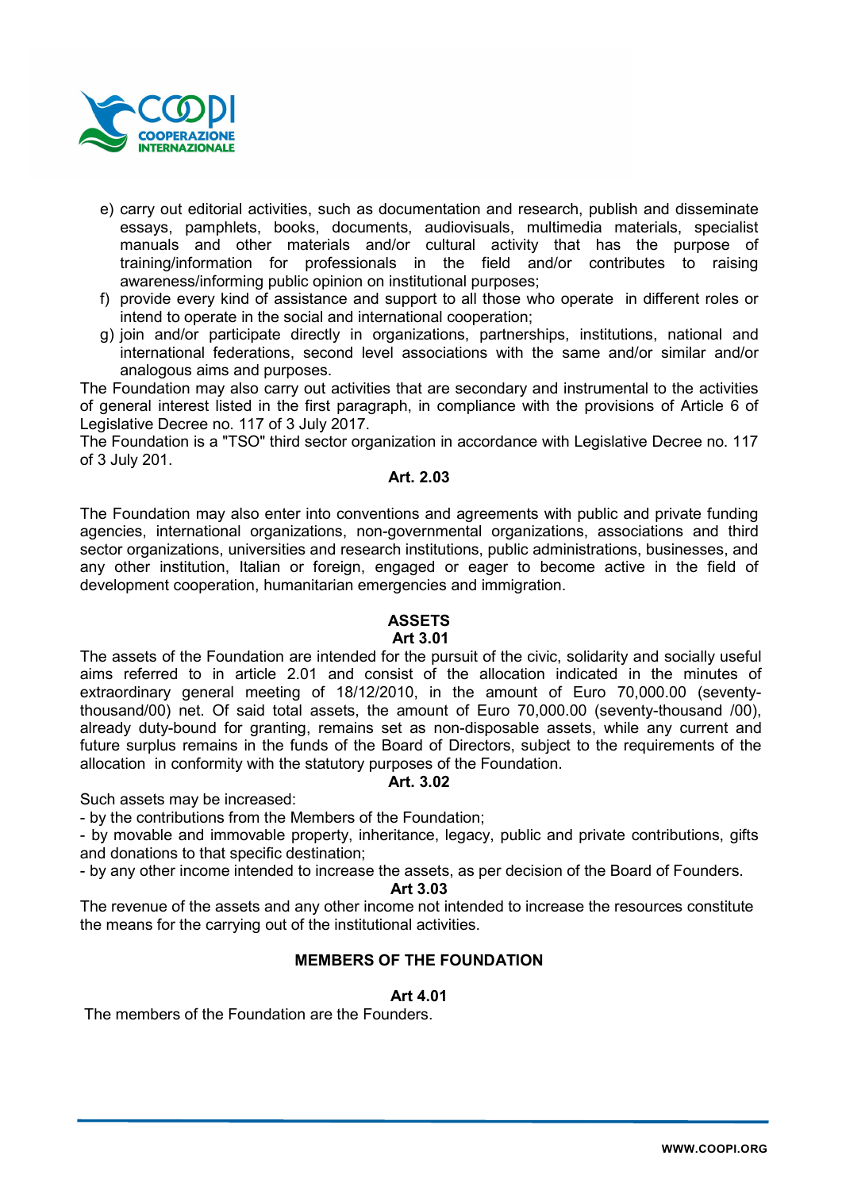e) carry out editorial activities, such as documentation and research, publish and disseminate essays, pamphlets, books, documents, audiovisuals, multimedia materials, specialist manuals and other materials and/or cultural activity that has the purpose of training/information for professionals in the field and/or contributes to raising awareness/informing public opinion on institutional purposes;
f) provide every kind of assistance and support to all those who operate in different roles or intend to operate in the social and international cooperation;
g) join and/or participate directly in organizations, partnerships, institutions, national and international federations, second level associations with the same and/or similar and/or analogous aims and purposes.

The Foundation may also carry out activities that are secondary and instrumental to the activities of general interest listed in the first paragraph, in compliance with the provisions of Article 6 of Legislative Decree no. 117 of 3 July 2017.
The Foundation is a "TSO" third sector organization in accordance with Legislative Decree no. 117 of 3 July 201.

**Art. 2.03**

The Foundation may also enter into conventions and agreements with public and private funding agencies, international organizations, non-governmental organizations, associations and third sector organizations, universities and research institutions, public administrations, businesses, and any other institution, Italian or foreign, engaged or eager to become active in the field of development cooperation, humanitarian emergencies and immigration.

## ASSETS

**Art 3.01**

The assets of the Foundation are intended for the pursuit of the civic, solidarity and socially useful aims referred to in article 2.01 and consist of the allocation indicated in the minutes of extraordinary general meeting of 18/12/2010, in the amount of Euro 70,000.00 (seventy-thousand/00) net. Of said total assets, the amount of Euro 70,000.00 (seventy-thousand /00), already duty-bound for granting, remains set as non-disposable assets, while any current and future surplus remains in the funds of the Board of Directors, subject to the requirements of the allocation in conformity with the statutory purposes of the Foundation.

**Art. 3.02**

Such assets may be increased:
- by the contributions from the Members of the Foundation;
- by movable and immovable property, inheritance, legacy, public and private contributions, gifts and donations to that specific destination;
- by any other income intended to increase the assets, as per decision of the Board of Founders.

**Art 3.03**

The revenue of the assets and any other income not intended to increase the resources constitute the means for the carrying out of the institutional activities.

## MEMBERS OF THE FOUNDATION

**Art 4.01**

The members of the Foundation are the Founders.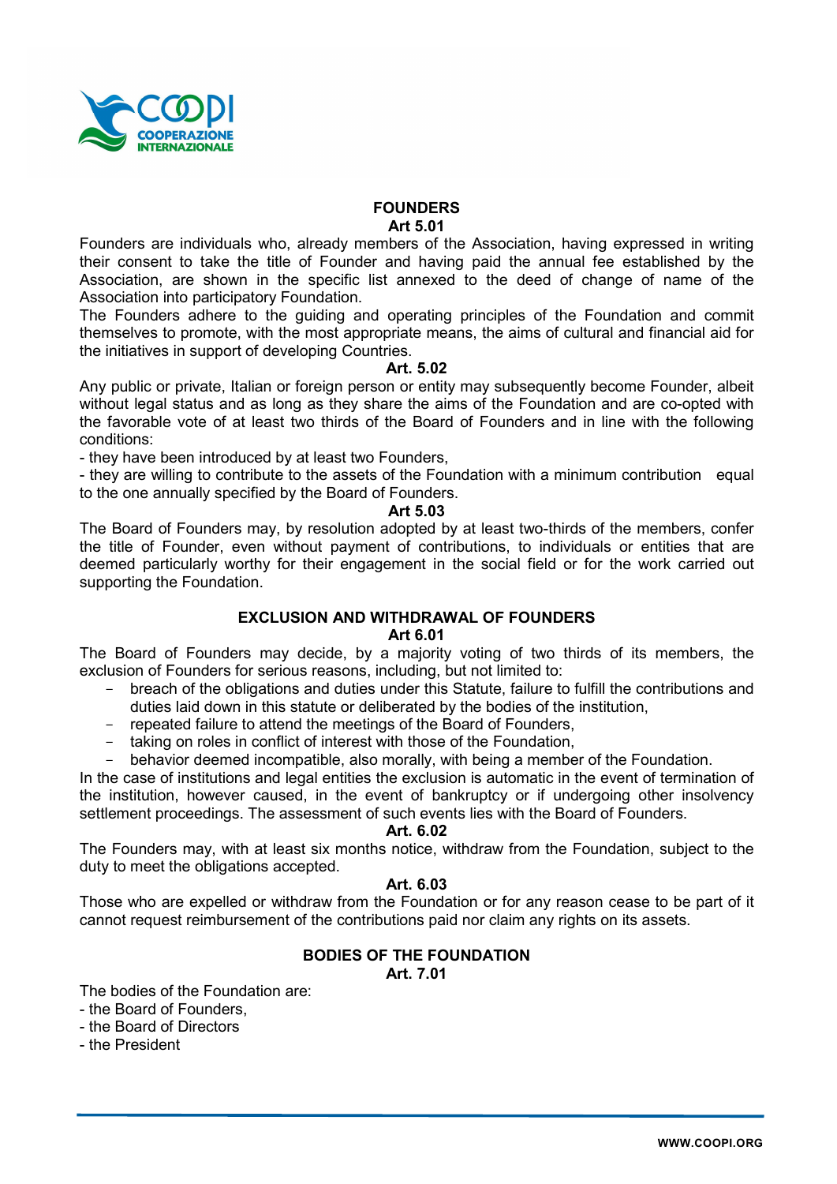## FOUNDERS

### Art 5.01

Founders are individuals who, already members of the Association, having expressed in writing their consent to take the title of Founder and having paid the annual fee established by the Association, are shown in the specific list annexed to the deed of change of name of the Association into participatory Foundation.

The Founders adhere to the guiding and operating principles of the Foundation and commit themselves to promote, with the most appropriate means, the aims of cultural and financial aid for the initiatives in support of developing Countries.

### Art. 5.02

Any public or private, Italian or foreign person or entity may subsequently become Founder, albeit without legal status and as long as they share the aims of the Foundation and are co-opted with the favorable vote of at least two thirds of the Board of Founders and in line with the following conditions:

- they have been introduced by at least two Founders,
- they are willing to contribute to the assets of the Foundation with a minimum contribution equal to the one annually specified by the Board of Founders.

### Art 5.03

The Board of Founders may, by resolution adopted by at least two-thirds of the members, confer the title of Founder, even without payment of contributions, to individuals or entities that are deemed particularly worthy for their engagement in the social field or for the work carried out supporting the Foundation.

## EXCLUSION AND WITHDRAWAL OF FOUNDERS

### Art 6.01

The Board of Founders may decide, by a majority voting of two thirds of its members, the exclusion of Founders for serious reasons, including, but not limited to:

- breach of the obligations and duties under this Statute, failure to fulfill the contributions and duties laid down in this statute or deliberated by the bodies of the institution,
- repeated failure to attend the meetings of the Board of Founders,
- taking on roles in conflict of interest with those of the Foundation,
- behavior deemed incompatible, also morally, with being a member of the Foundation.

In the case of institutions and legal entities the exclusion is automatic in the event of termination of the institution, however caused, in the event of bankruptcy or if undergoing other insolvency settlement proceedings. The assessment of such events lies with the Board of Founders.

### Art. 6.02

The Founders may, with at least six months notice, withdraw from the Foundation, subject to the duty to meet the obligations accepted.

### Art. 6.03

Those who are expelled or withdraw from the Foundation or for any reason cease to be part of it cannot request reimbursement of the contributions paid nor claim any rights on its assets.

## BODIES OF THE FOUNDATION

### Art. 7.01

The bodies of the Foundation are:

- the Board of Founders,
- the Board of Directors
- the President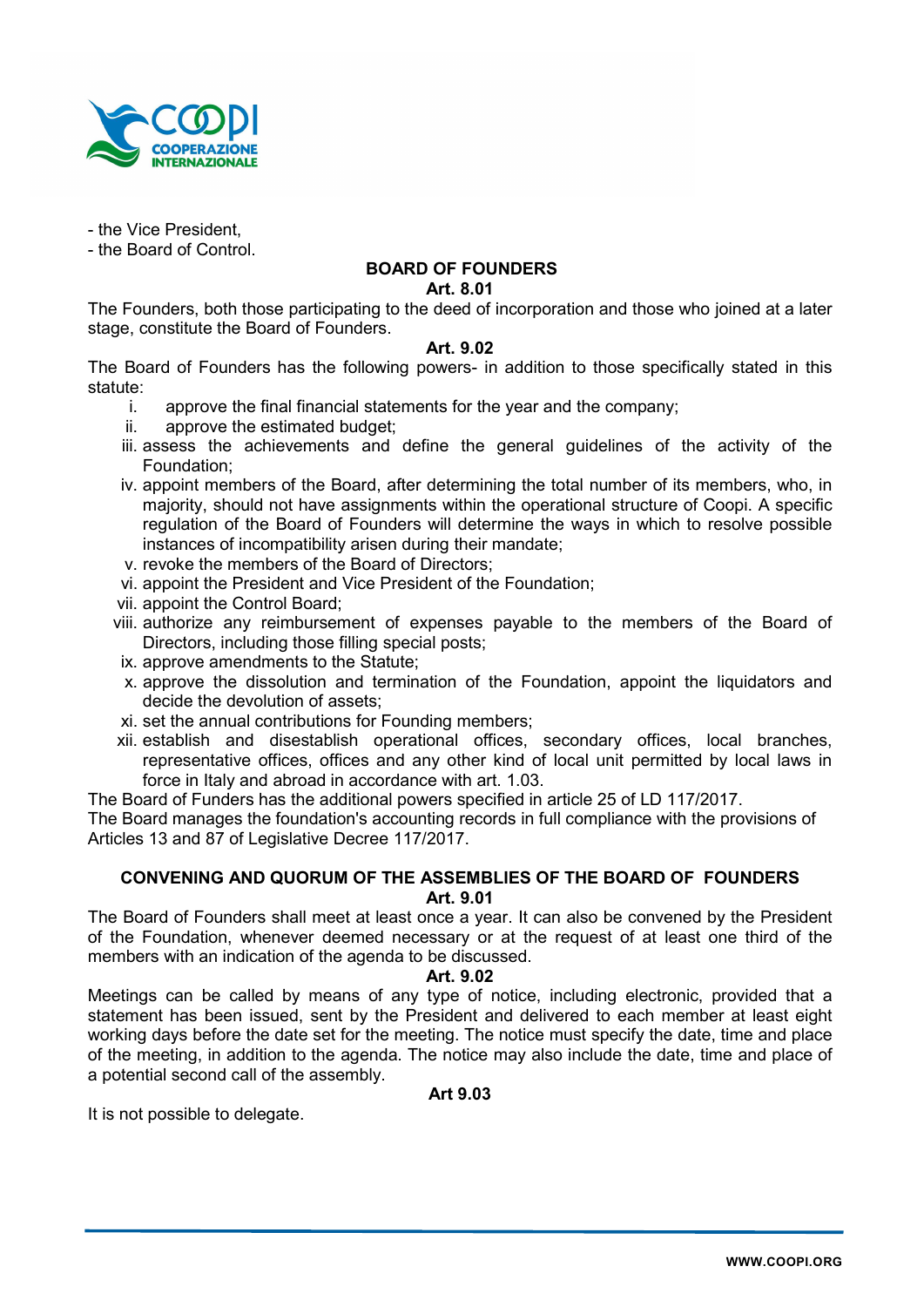- the Vice President,
- the Board of Control.

## BOARD OF FOUNDERS

### Art. 8.01

The Founders, both those participating to the deed of incorporation and those who joined at a later stage, constitute the Board of Founders.

### Art. 9.02

The Board of Founders has the following powers- in addition to those specifically stated in this statute:

i. approve the final financial statements for the year and the company;
ii. approve the estimated budget;
iii. assess the achievements and define the general guidelines of the activity of the Foundation;
iv. appoint members of the Board, after determining the total number of its members, who, in majority, should not have assignments within the operational structure of Coopi. A specific regulation of the Board of Founders will determine the ways in which to resolve possible instances of incompatibility arisen during their mandate;
v. revoke the members of the Board of Directors;
vi. appoint the President and Vice President of the Foundation;
vii. appoint the Control Board;
viii. authorize any reimbursement of expenses payable to the members of the Board of Directors, including those filling special posts;
ix. approve amendments to the Statute;
x. approve the dissolution and termination of the Foundation, appoint the liquidators and decide the devolution of assets;
xi. set the annual contributions for Founding members;
xii. establish and disestablish operational offices, secondary offices, local branches, representative offices, offices and any other kind of local unit permitted by local laws in force in Italy and abroad in accordance with art. 1.03.

The Board of Funders has the additional powers specified in article 25 of LD 117/2017.
The Board manages the foundation's accounting records in full compliance with the provisions of Articles 13 and 87 of Legislative Decree 117/2017.

## CONVENING AND QUORUM OF THE ASSEMBLIES OF THE BOARD OF FOUNDERS

### Art. 9.01

The Board of Founders shall meet at least once a year. It can also be convened by the President of the Foundation, whenever deemed necessary or at the request of at least one third of the members with an indication of the agenda to be discussed.

### Art. 9.02

Meetings can be called by means of any type of notice, including electronic, provided that a statement has been issued, sent by the President and delivered to each member at least eight working days before the date set for the meeting. The notice must specify the date, time and place of the meeting, in addition to the agenda. The notice may also include the date, time and place of a potential second call of the assembly.

### Art 9.03

It is not possible to delegate.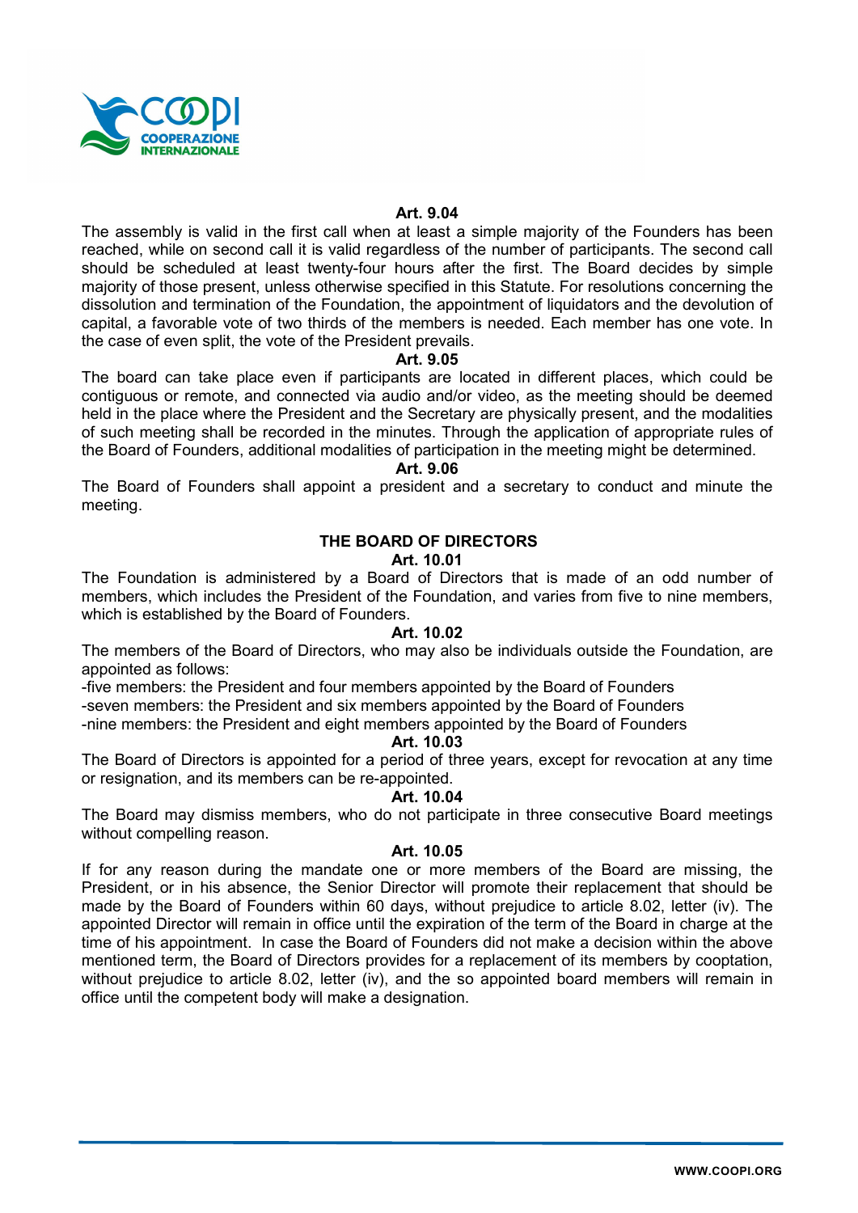**Art. 9.04**

The assembly is valid in the first call when at least a simple majority of the Founders has been reached, while on second call it is valid regardless of the number of participants. The second call should be scheduled at least twenty-four hours after the first. The Board decides by simple majority of those present, unless otherwise specified in this Statute. For resolutions concerning the dissolution and termination of the Foundation, the appointment of liquidators and the devolution of capital, a favorable vote of two thirds of the members is needed. Each member has one vote. In the case of even split, the vote of the President prevails.

**Art. 9.05**

The board can take place even if participants are located in different places, which could be contiguous or remote, and connected via audio and/or video, as the meeting should be deemed held in the place where the President and the Secretary are physically present, and the modalities of such meeting shall be recorded in the minutes. Through the application of appropriate rules of the Board of Founders, additional modalities of participation in the meeting might be determined.

**Art. 9.06**

The Board of Founders shall appoint a president and a secretary to conduct and minute the meeting.

## THE BOARD OF DIRECTORS

**Art. 10.01**

The Foundation is administered by a Board of Directors that is made of an odd number of members, which includes the President of the Foundation, and varies from five to nine members, which is established by the Board of Founders.

**Art. 10.02**

The members of the Board of Directors, who may also be individuals outside the Foundation, are appointed as follows:

-five members: the President and four members appointed by the Board of Founders
-seven members: the President and six members appointed by the Board of Founders
-nine members: the President and eight members appointed by the Board of Founders

**Art. 10.03**

The Board of Directors is appointed for a period of three years, except for revocation at any time or resignation, and its members can be re-appointed.

**Art. 10.04**

The Board may dismiss members, who do not participate in three consecutive Board meetings without compelling reason.

**Art. 10.05**

If for any reason during the mandate one or more members of the Board are missing, the President, or in his absence, the Senior Director will promote their replacement that should be made by the Board of Founders within 60 days, without prejudice to article 8.02, letter (iv). The appointed Director will remain in office until the expiration of the term of the Board in charge at the time of his appointment. In case the Board of Founders did not make a decision within the above mentioned term, the Board of Directors provides for a replacement of its members by cooptation, without prejudice to article 8.02, letter (iv), and the so appointed board members will remain in office until the competent body will make a designation.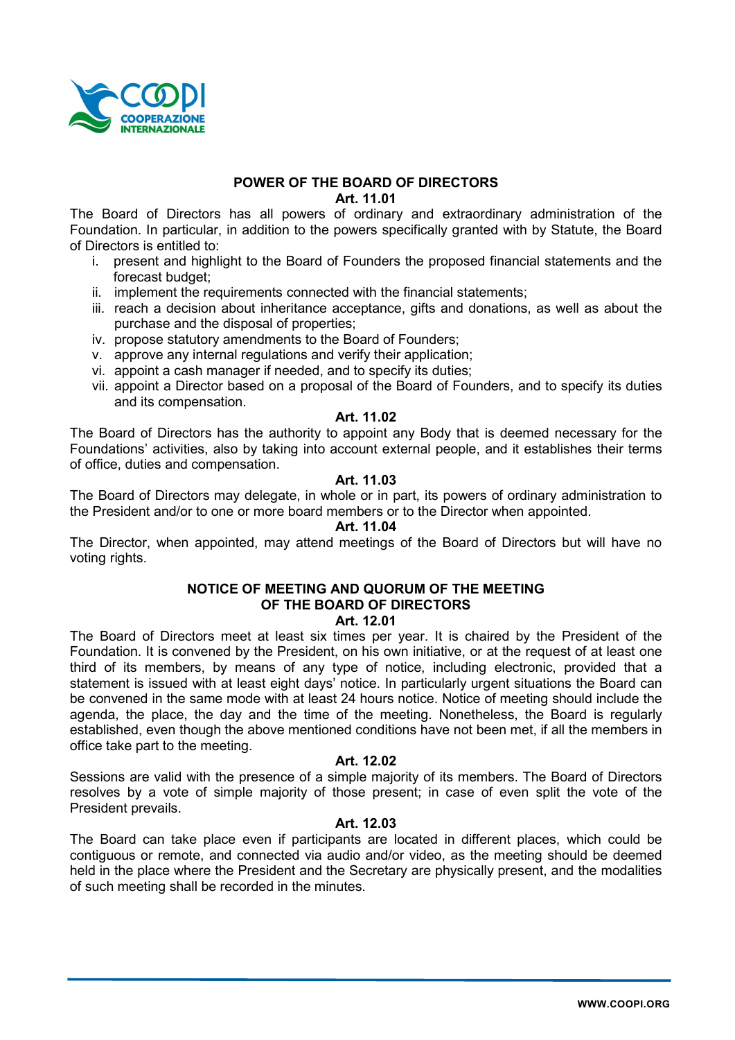## POWER OF THE BOARD OF DIRECTORS

### Art. 11.01

The Board of Directors has all powers of ordinary and extraordinary administration of the Foundation. In particular, in addition to the powers specifically granted with by Statute, the Board of Directors is entitled to:

- i. present and highlight to the Board of Founders the proposed financial statements and the forecast budget;
- ii. implement the requirements connected with the financial statements;
- iii. reach a decision about inheritance acceptance, gifts and donations, as well as about the purchase and the disposal of properties;
- iv. propose statutory amendments to the Board of Founders;
- v. approve any internal regulations and verify their application;
- vi. appoint a cash manager if needed, and to specify its duties;
- vii. appoint a Director based on a proposal of the Board of Founders, and to specify its duties and its compensation.

### Art. 11.02

The Board of Directors has the authority to appoint any Body that is deemed necessary for the Foundations' activities, also by taking into account external people, and it establishes their terms of office, duties and compensation.

### Art. 11.03

The Board of Directors may delegate, in whole or in part, its powers of ordinary administration to the President and/or to one or more board members or to the Director when appointed.

### Art. 11.04

The Director, when appointed, may attend meetings of the Board of Directors but will have no voting rights.

## NOTICE OF MEETING AND QUORUM OF THE MEETING OF THE BOARD OF DIRECTORS

### Art. 12.01

The Board of Directors meet at least six times per year. It is chaired by the President of the Foundation. It is convened by the President, on his own initiative, or at the request of at least one third of its members, by means of any type of notice, including electronic, provided that a statement is issued with at least eight days' notice. In particularly urgent situations the Board can be convened in the same mode with at least 24 hours notice. Notice of meeting should include the agenda, the place, the day and the time of the meeting. Nonetheless, the Board is regularly established, even though the above mentioned conditions have not been met, if all the members in office take part to the meeting.

### Art. 12.02

Sessions are valid with the presence of a simple majority of its members. The Board of Directors resolves by a vote of simple majority of those present; in case of even split the vote of the President prevails.

### Art. 12.03

The Board can take place even if participants are located in different places, which could be contiguous or remote, and connected via audio and/or video, as the meeting should be deemed held in the place where the President and the Secretary are physically present, and the modalities of such meeting shall be recorded in the minutes.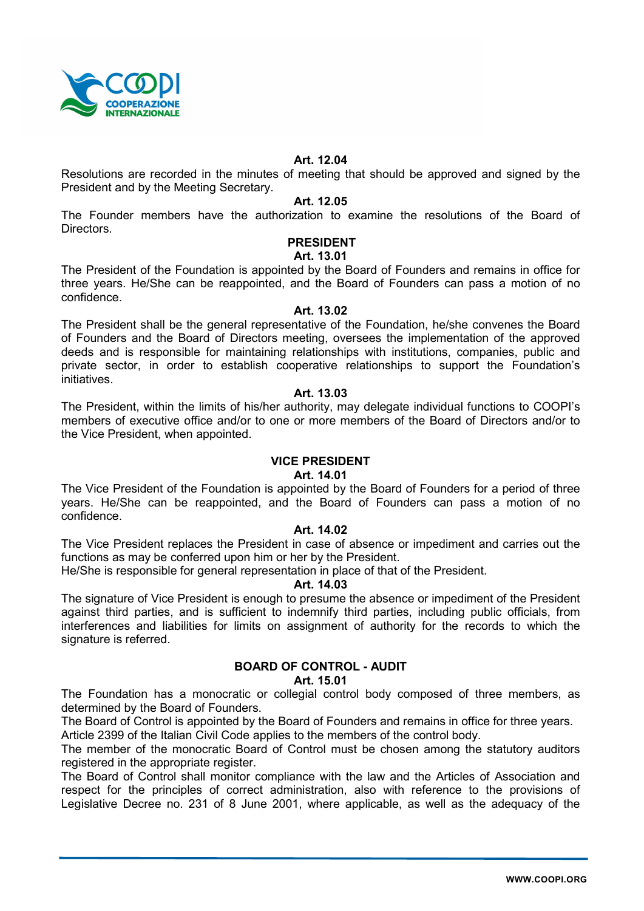**Art. 12.04**

Resolutions are recorded in the minutes of meeting that should be approved and signed by the President and by the Meeting Secretary.

**Art. 12.05**

The Founder members have the authorization to examine the resolutions of the Board of Directors.

## PRESIDENT

**Art. 13.01**

The President of the Foundation is appointed by the Board of Founders and remains in office for three years. He/She can be reappointed, and the Board of Founders can pass a motion of no confidence.

**Art. 13.02**

The President shall be the general representative of the Foundation, he/she convenes the Board of Founders and the Board of Directors meeting, oversees the implementation of the approved deeds and is responsible for maintaining relationships with institutions, companies, public and private sector, in order to establish cooperative relationships to support the Foundation's initiatives.

**Art. 13.03**

The President, within the limits of his/her authority, may delegate individual functions to COOPI's members of executive office and/or to one or more members of the Board of Directors and/or to the Vice President, when appointed.

## VICE PRESIDENT

**Art. 14.01**

The Vice President of the Foundation is appointed by the Board of Founders for a period of three years. He/She can be reappointed, and the Board of Founders can pass a motion of no confidence.

**Art. 14.02**

The Vice President replaces the President in case of absence or impediment and carries out the functions as may be conferred upon him or her by the President.

He/She is responsible for general representation in place of that of the President.

**Art. 14.03**

The signature of Vice President is enough to presume the absence or impediment of the President against third parties, and is sufficient to indemnify third parties, including public officials, from interferences and liabilities for limits on assignment of authority for the records to which the signature is referred.

## BOARD OF CONTROL - AUDIT

**Art. 15.01**

The Foundation has a monocratic or collegial control body composed of three members, as determined by the Board of Founders.

The Board of Control is appointed by the Board of Founders and remains in office for three years.

Article 2399 of the Italian Civil Code applies to the members of the control body.

The member of the monocratic Board of Control must be chosen among the statutory auditors registered in the appropriate register.

The Board of Control shall monitor compliance with the law and the Articles of Association and respect for the principles of correct administration, also with reference to the provisions of Legislative Decree no. 231 of 8 June 2001, where applicable, as well as the adequacy of the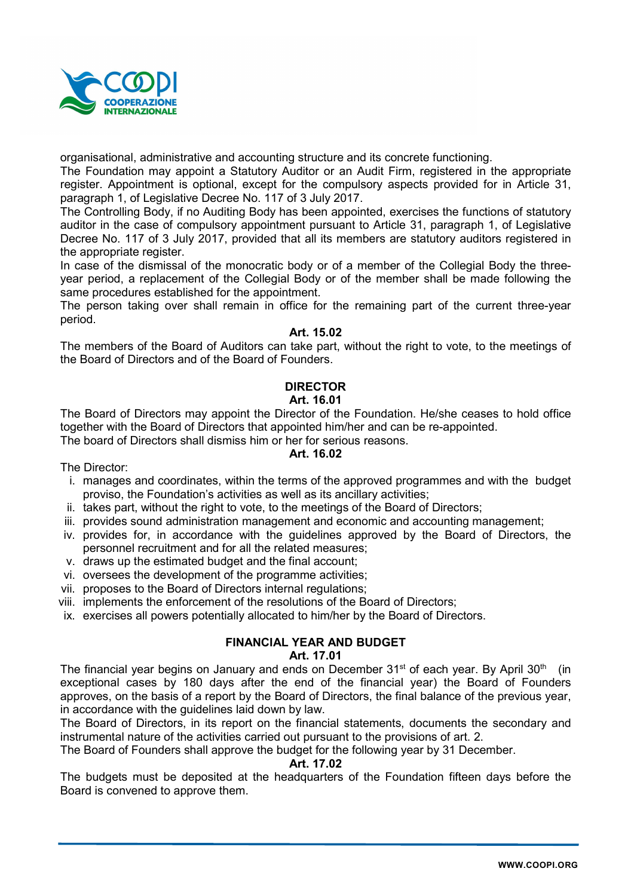organisational, administrative and accounting structure and its concrete functioning.
The Foundation may appoint a Statutory Auditor or an Audit Firm, registered in the appropriate register. Appointment is optional, except for the compulsory aspects provided for in Article 31, paragraph 1, of Legislative Decree No. 117 of 3 July 2017.
The Controlling Body, if no Auditing Body has been appointed, exercises the functions of statutory auditor in the case of compulsory appointment pursuant to Article 31, paragraph 1, of Legislative Decree No. 117 of 3 July 2017, provided that all its members are statutory auditors registered in the appropriate register.
In case of the dismissal of the monocratic body or of a member of the Collegial Body the three-year period, a replacement of the Collegial Body or of the member shall be made following the same procedures established for the appointment.
The person taking over shall remain in office for the remaining part of the current three-year period.

**Art. 15.02**

The members of the Board of Auditors can take part, without the right to vote, to the meetings of the Board of Directors and of the Board of Founders.

## DIRECTOR

**Art. 16.01**

The Board of Directors may appoint the Director of the Foundation. He/she ceases to hold office together with the Board of Directors that appointed him/her and can be re-appointed.
The board of Directors shall dismiss him or her for serious reasons.

**Art. 16.02**

The Director:

i. manages and coordinates, within the terms of the approved programmes and with the budget proviso, the Foundation's activities as well as its ancillary activities;
ii. takes part, without the right to vote, to the meetings of the Board of Directors;
iii. provides sound administration management and economic and accounting management;
iv. provides for, in accordance with the guidelines approved by the Board of Directors, the personnel recruitment and for all the related measures;
v. draws up the estimated budget and the final account;
vi. oversees the development of the programme activities;
vii. proposes to the Board of Directors internal regulations;
viii. implements the enforcement of the resolutions of the Board of Directors;
ix. exercises all powers potentially allocated to him/her by the Board of Directors.

## FINANCIAL YEAR AND BUDGET

**Art. 17.01**

The financial year begins on January and ends on December 31st of each year. By April 30th (in exceptional cases by 180 days after the end of the financial year) the Board of Founders approves, on the basis of a report by the Board of Directors, the final balance of the previous year, in accordance with the guidelines laid down by law.
The Board of Directors, in its report on the financial statements, documents the secondary and instrumental nature of the activities carried out pursuant to the provisions of art. 2.
The Board of Founders shall approve the budget for the following year by 31 December.

**Art. 17.02**

The budgets must be deposited at the headquarters of the Foundation fifteen days before the Board is convened to approve them.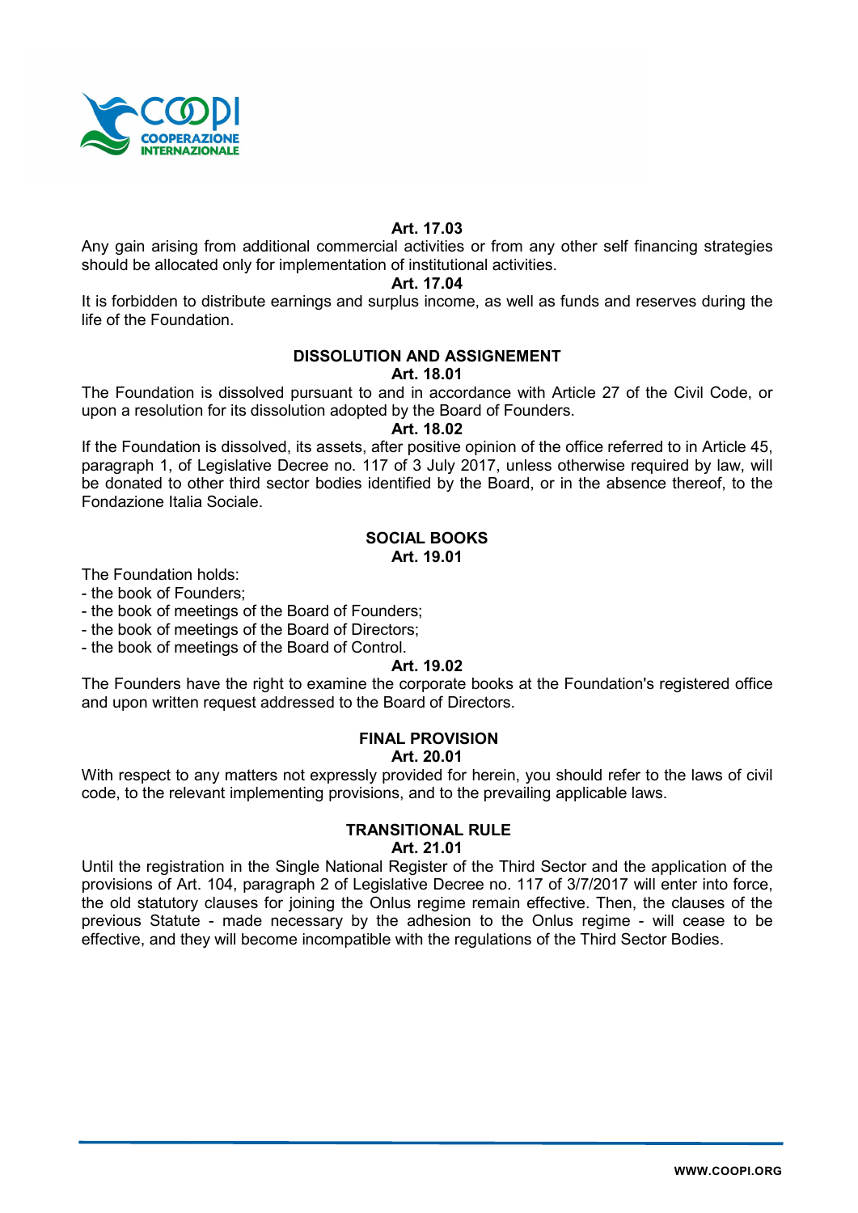**Art. 17.03**

Any gain arising from additional commercial activities or from any other self financing strategies should be allocated only for implementation of institutional activities.

**Art. 17.04**

It is forbidden to distribute earnings and surplus income, as well as funds and reserves during the life of the Foundation.

## DISSOLUTION AND ASSIGNEMENT

**Art. 18.01**

The Foundation is dissolved pursuant to and in accordance with Article 27 of the Civil Code, or upon a resolution for its dissolution adopted by the Board of Founders.

**Art. 18.02**

If the Foundation is dissolved, its assets, after positive opinion of the office referred to in Article 45, paragraph 1, of Legislative Decree no. 117 of 3 July 2017, unless otherwise required by law, will be donated to other third sector bodies identified by the Board, or in the absence thereof, to the Fondazione Italia Sociale.

## SOCIAL BOOKS

**Art. 19.01**

The Foundation holds:

- the book of Founders;
- the book of meetings of the Board of Founders;
- the book of meetings of the Board of Directors;
- the book of meetings of the Board of Control.

**Art. 19.02**

The Founders have the right to examine the corporate books at the Foundation's registered office and upon written request addressed to the Board of Directors.

## FINAL PROVISION

**Art. 20.01**

With respect to any matters not expressly provided for herein, you should refer to the laws of civil code, to the relevant implementing provisions, and to the prevailing applicable laws.

## TRANSITIONAL RULE

**Art. 21.01**

Until the registration in the Single National Register of the Third Sector and the application of the provisions of Art. 104, paragraph 2 of Legislative Decree no. 117 of 3/7/2017 will enter into force, the old statutory clauses for joining the Onlus regime remain effective. Then, the clauses of the previous Statute - made necessary by the adhesion to the Onlus regime - will cease to be effective, and they will become incompatible with the regulations of the Third Sector Bodies.